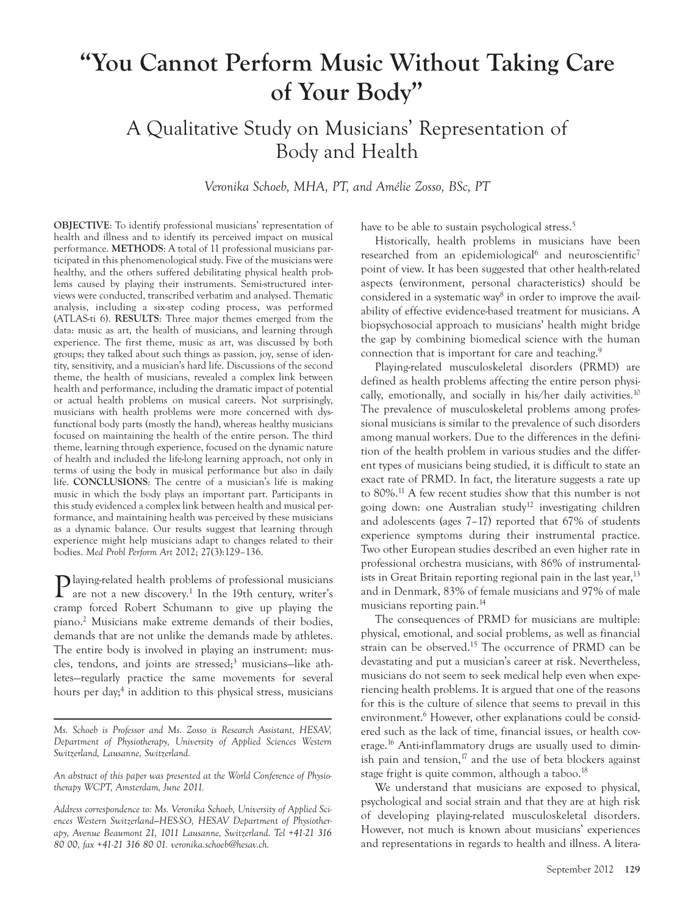# "You Cannot Perform Music Without Taking Care of Your Body"

## A Qualitative Study on Musicians' Representation of Body and Health

*Veronika Schoeb, MHA, PT, and Amélie Zosso, BSc, PT*

**OBJECTIVE**: To identify professional musicians' representation of health and illness and to identify its perceived impact on musical performance. **METHODS**: A total of 11 professional musicians participated in this phenomenological study. Five of the musicians were healthy, and the others suffered debilitating physical health problems caused by playing their instruments. Semi-structured interviews were conducted, transcribed verbatim and analysed. Thematic analysis, including a six-step coding process, was performed (ATLAS-ti 6). **RESULTS**: Three major themes emerged from the data: music as art, the health of musicians, and learning through experience. The first theme, music as art, was discussed by both groups; they talked about such things as passion, joy, sense of identity, sensitivity, and a musician's hard life. Discussions of the second theme, the health of musicians, revealed a complex link between health and performance, including the dramatic impact of potential or actual health problems on musical careers. Not surprisingly, musicians with health problems were more concerned with dysfunctional body parts (mostly the hand), whereas healthy musicians focused on maintaining the health of the entire person. The third theme, learning through experience, focused on the dynamic nature of health and included the life-long learning approach, not only in terms of using the body in musical performance but also in daily life. **CONCLUSIONS**: The centre of a musician's life is making music in which the body plays an important part. Participants in this study evidenced a complex link between health and musical performance, and maintaining health was perceived by these musicians as a dynamic balance. Our results suggest that learning through experience might help musicians adapt to changes related to their bodies. *Med Probl Perform Art* 2012; 27(3):129–136.

Playing-related health problems of professional musicians are not a new discovery.[1] In the 19th century, writer's cramp forced Robert Schumann to give up playing the piano.[2] Musicians make extreme demands of their bodies, demands that are not unlike the demands made by athletes. The entire body is involved in playing an instrument: muscles, tendons, and joints are stressed;[3] musicians—like athletes—regularly practice the same movements for several hours per day;[4] in addition to this physical stress, musicians have to be able to sustain psychological stress.[5]

Historically, health problems in musicians have been researched from an epidemiological[6] and neuroscientific[7] point of view. It has been suggested that other health-related aspects (environment, personal characteristics) should be considered in a systematic way[8] in order to improve the availability of effective evidence-based treatment for musicians. A biopsychosocial approach to musicians' health might bridge the gap by combining biomedical science with the human connection that is important for care and teaching.[9]

Playing-related musculoskeletal disorders (PRMD) are defined as health problems affecting the entire person physically, emotionally, and socially in his/her daily activities.[10] The prevalence of musculoskeletal problems among professional musicians is similar to the prevalence of such disorders among manual workers. Due to the differences in the definition of the health problem in various studies and the different types of musicians being studied, it is difficult to state an exact rate of PRMD. In fact, the literature suggests a rate up to 80%.[11] A few recent studies show that this number is not going down: one Australian study[12] investigating children and adolescents (ages 7–17) reported that 67% of students experience symptoms during their instrumental practice. Two other European studies described an even higher rate in professional orchestra musicians, with 86% of instrumentalists in Great Britain reporting regional pain in the last year,[13] and in Denmark, 83% of female musicians and 97% of male musicians reporting pain.[14]

The consequences of PRMD for musicians are multiple: physical, emotional, and social problems, as well as financial strain can be observed.[15] The occurrence of PRMD can be devastating and put a musician's career at risk. Nevertheless, musicians do not seem to seek medical help even when experiencing health problems. It is argued that one of the reasons for this is the culture of silence that seems to prevail in this environment.[6] However, other explanations could be considered such as the lack of time, financial issues, or health coverage.[16] Anti-inflammatory drugs are usually used to diminish pain and tension,[17] and the use of beta blockers against stage fright is quite common, although a taboo.[18]

We understand that musicians are exposed to physical, psychological and social strain and that they are at high risk of developing playing-related musculoskeletal disorders. However, not much is known about musicians' experiences and representations in regards to health and illness. A litera-

---

*Ms. Schoeb is Professor and Ms. Zosso is Research Assistant, HESAV, Department of Physiotherapy, University of Applied Sciences Western Switzerland, Lausanne, Switzerland.*

*An abstract of this paper was presented at the World Conference of Physiotherapy WCPT, Amsterdam, June 2011.*

*Address correspondence to: Ms. Veronika Schoeb, University of Applied Sciences Western Switzerland–HES-SO, HESAV Department of Physiotherapy, Avenue Beaumont 21, 1011 Lausanne, Switzerland. Tel +41-21 316 80 00, fax +41-21 316 80 01. veronika.schoeb@hesav.ch.*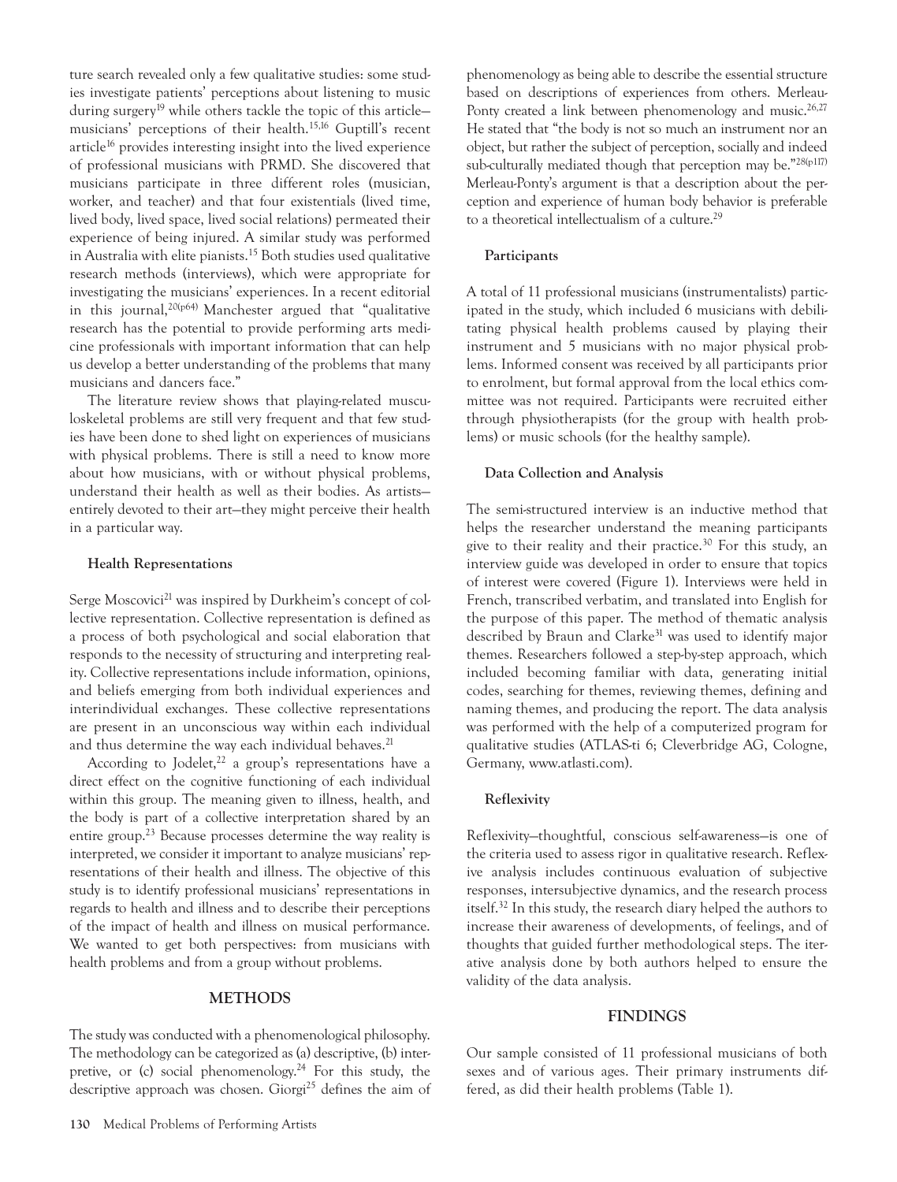ture search revealed only a few qualitative studies: some studies investigate patients' perceptions about listening to music during surgery[19] while others tackle the topic of this article—musicians' perceptions of their health.[15,16] Guptill's recent article[16] provides interesting insight into the lived experience of professional musicians with PRMD. She discovered that musicians participate in three different roles (musician, worker, and teacher) and that four existentials (lived time, lived body, lived space, lived social relations) permeated their experience of being injured. A similar study was performed in Australia with elite pianists.[15] Both studies used qualitative research methods (interviews), which were appropriate for investigating the musicians' experiences. In a recent editorial in this journal,[20(p64)] Manchester argued that "qualitative research has the potential to provide performing arts medicine professionals with important information that can help us develop a better understanding of the problems that many musicians and dancers face."

The literature review shows that playing-related musculoskeletal problems are still very frequent and that few studies have been done to shed light on experiences of musicians with physical problems. There is still a need to know more about how musicians, with or without physical problems, understand their health as well as their bodies. As artists—entirely devoted to their art—they might perceive their health in a particular way.

### Health Representations

Serge Moscovici[21] was inspired by Durkheim's concept of collective representation. Collective representation is defined as a process of both psychological and social elaboration that responds to the necessity of structuring and interpreting reality. Collective representations include information, opinions, and beliefs emerging from both individual experiences and interindividual exchanges. These collective representations are present in an unconscious way within each individual and thus determine the way each individual behaves.[21]

According to Jodelet,[22] a group's representations have a direct effect on the cognitive functioning of each individual within this group. The meaning given to illness, health, and the body is part of a collective interpretation shared by an entire group.[23] Because processes determine the way reality is interpreted, we consider it important to analyze musicians' representations of their health and illness. The objective of this study is to identify professional musicians' representations in regards to health and illness and to describe their perceptions of the impact of health and illness on musical performance. We wanted to get both perspectives: from musicians with health problems and from a group without problems.

## METHODS

The study was conducted with a phenomenological philosophy. The methodology can be categorized as (a) descriptive, (b) interpretive, or (c) social phenomenology.[24] For this study, the descriptive approach was chosen. Giorgi[25] defines the aim of phenomenology as being able to describe the essential structure based on descriptions of experiences from others. Merleau-Ponty created a link between phenomenology and music.[26,27] He stated that "the body is not so much an instrument nor an object, but rather the subject of perception, socially and indeed sub-culturally mediated though that perception may be."[28(p117)] Merleau-Ponty's argument is that a description about the perception and experience of human body behavior is preferable to a theoretical intellectualism of a culture.[29]

### Participants

A total of 11 professional musicians (instrumentalists) participated in the study, which included 6 musicians with debilitating physical health problems caused by playing their instrument and 5 musicians with no major physical problems. Informed consent was received by all participants prior to enrolment, but formal approval from the local ethics committee was not required. Participants were recruited either through physiotherapists (for the group with health problems) or music schools (for the healthy sample).

### Data Collection and Analysis

The semi-structured interview is an inductive method that helps the researcher understand the meaning participants give to their reality and their practice.[30] For this study, an interview guide was developed in order to ensure that topics of interest were covered (Figure 1). Interviews were held in French, transcribed verbatim, and translated into English for the purpose of this paper. The method of thematic analysis described by Braun and Clarke[31] was used to identify major themes. Researchers followed a step-by-step approach, which included becoming familiar with data, generating initial codes, searching for themes, reviewing themes, defining and naming themes, and producing the report. The data analysis was performed with the help of a computerized program for qualitative studies (ATLAS-ti 6; Cleverbridge AG, Cologne, Germany, www.atlasti.com).

### Reflexivity

Reflexivity—thoughtful, conscious self-awareness—is one of the criteria used to assess rigor in qualitative research. Reflexive analysis includes continuous evaluation of subjective responses, intersubjective dynamics, and the research process itself.[32] In this study, the research diary helped the authors to increase their awareness of developments, of feelings, and of thoughts that guided further methodological steps. The iterative analysis done by both authors helped to ensure the validity of the data analysis.

## FINDINGS

Our sample consisted of 11 professional musicians of both sexes and of various ages. Their primary instruments differed, as did their health problems (Table 1).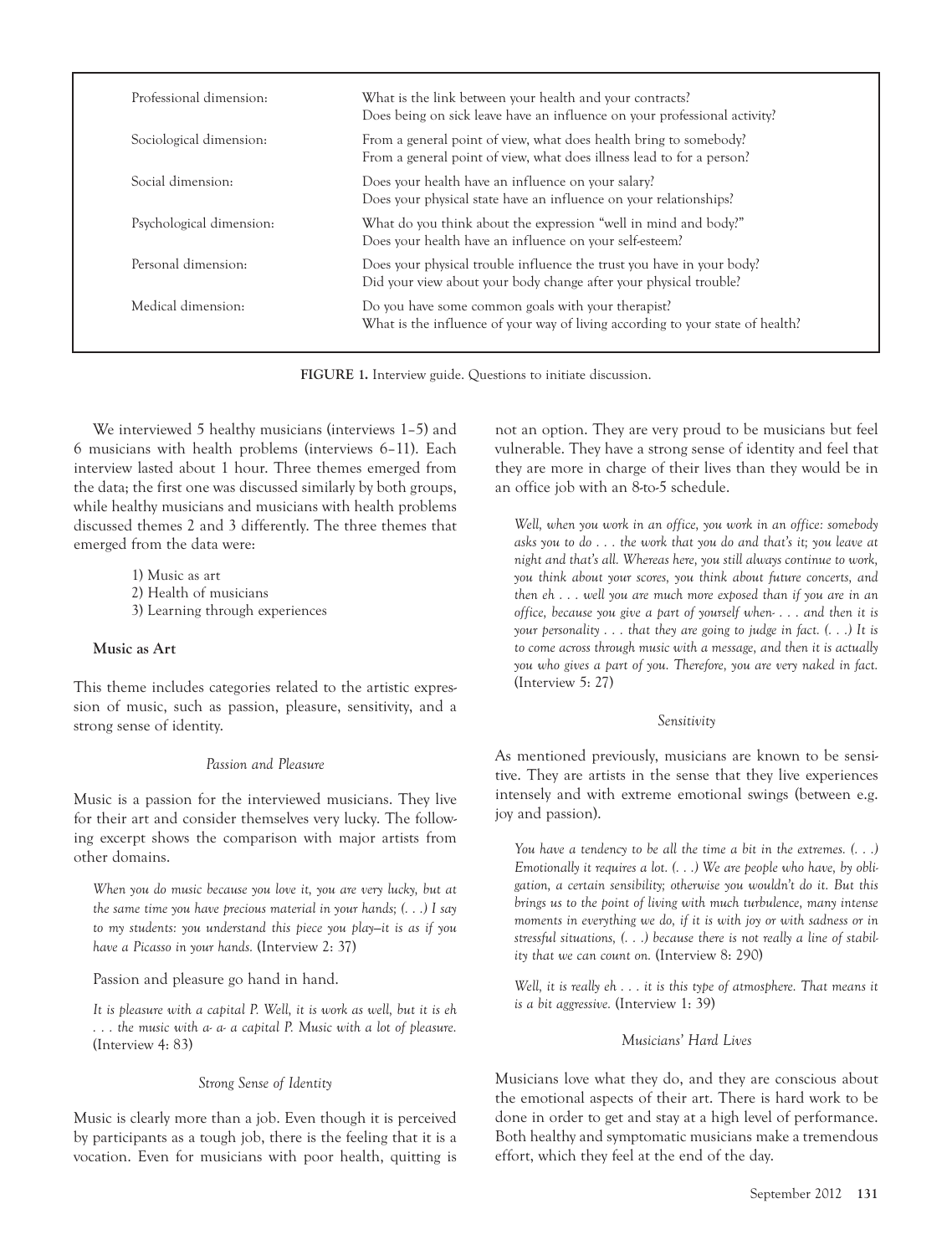| | |
|---|---|
| Professional dimension: | What is the link between your health and your contracts?<br>Does being on sick leave have an influence on your professional activity? |
| Sociological dimension: | From a general point of view, what does health bring to somebody?<br>From a general point of view, what does illness lead to for a person? |
| Social dimension: | Does your health have an influence on your salary?<br>Does your physical state have an influence on your relationships? |
| Psychological dimension: | What do you think about the expression "well in mind and body?"<br>Does your health have an influence on your self-esteem? |
| Personal dimension: | Does your physical trouble influence the trust you have in your body?<br>Did your view about your body change after your physical trouble? |
| Medical dimension: | Do you have some common goals with your therapist?<br>What is the influence of your way of living according to your state of health? |

**FIGURE 1.** Interview guide. Questions to initiate discussion.

We interviewed 5 healthy musicians (interviews 1–5) and 6 musicians with health problems (interviews 6–11). Each interview lasted about 1 hour. Three themes emerged from the data; the first one was discussed similarly by both groups, while healthy musicians and musicians with health problems discussed themes 2 and 3 differently. The three themes that emerged from the data were:

1) Music as art
2) Health of musicians
3) Learning through experiences

### Music as Art

This theme includes categories related to the artistic expression of music, such as passion, pleasure, sensitivity, and a strong sense of identity.

#### *Passion and Pleasure*

Music is a passion for the interviewed musicians. They live for their art and consider themselves very lucky. The following excerpt shows the comparison with major artists from other domains.

> *When you do music because you love it, you are very lucky, but at the same time you have precious material in your hands; (. . .) I say to my students: you understand this piece you play—it is as if you have a Picasso in your hands.* (Interview 2: 37)

Passion and pleasure go hand in hand.

> *It is pleasure with a capital P. Well, it is work as well, but it is eh . . . the music with a- a- a capital P. Music with a lot of pleasure.* (Interview 4: 83)

#### *Strong Sense of Identity*

Music is clearly more than a job. Even though it is perceived by participants as a tough job, there is the feeling that it is a vocation. Even for musicians with poor health, quitting is not an option. They are very proud to be musicians but feel vulnerable. They have a strong sense of identity and feel that they are more in charge of their lives than they would be in an office job with an 8-to-5 schedule.

> *Well, when you work in an office, you work in an office: somebody asks you to do . . . the work that you do and that's it; you leave at night and that's all. Whereas here, you still always continue to work, you think about your scores, you think about future concerts, and then eh . . . well you are much more exposed than if you are in an office, because you give a part of yourself when- . . . and then it is your personality . . . that they are going to judge in fact. (. . .) It is to come across through music with a message, and then it is actually you who gives a part of you. Therefore, you are very naked in fact.* (Interview 5: 27)

#### *Sensitivity*

As mentioned previously, musicians are known to be sensitive. They are artists in the sense that they live experiences intensely and with extreme emotional swings (between e.g. joy and passion).

> *You have a tendency to be all the time a bit in the extremes. (. . .) Emotionally it requires a lot. (. . .) We are people who have, by obligation, a certain sensibility; otherwise you wouldn't do it. But this brings us to the point of living with much turbulence, many intense moments in everything we do, if it is with joy or with sadness or in stressful situations, (. . .) because there is not really a line of stability that we can count on.* (Interview 8: 290)

> *Well, it is really eh . . . it is this type of atmosphere. That means it is a bit aggressive.* (Interview 1: 39)

#### *Musicians' Hard Lives*

Musicians love what they do, and they are conscious about the emotional aspects of their art. There is hard work to be done in order to get and stay at a high level of performance. Both healthy and symptomatic musicians make a tremendous effort, which they feel at the end of the day.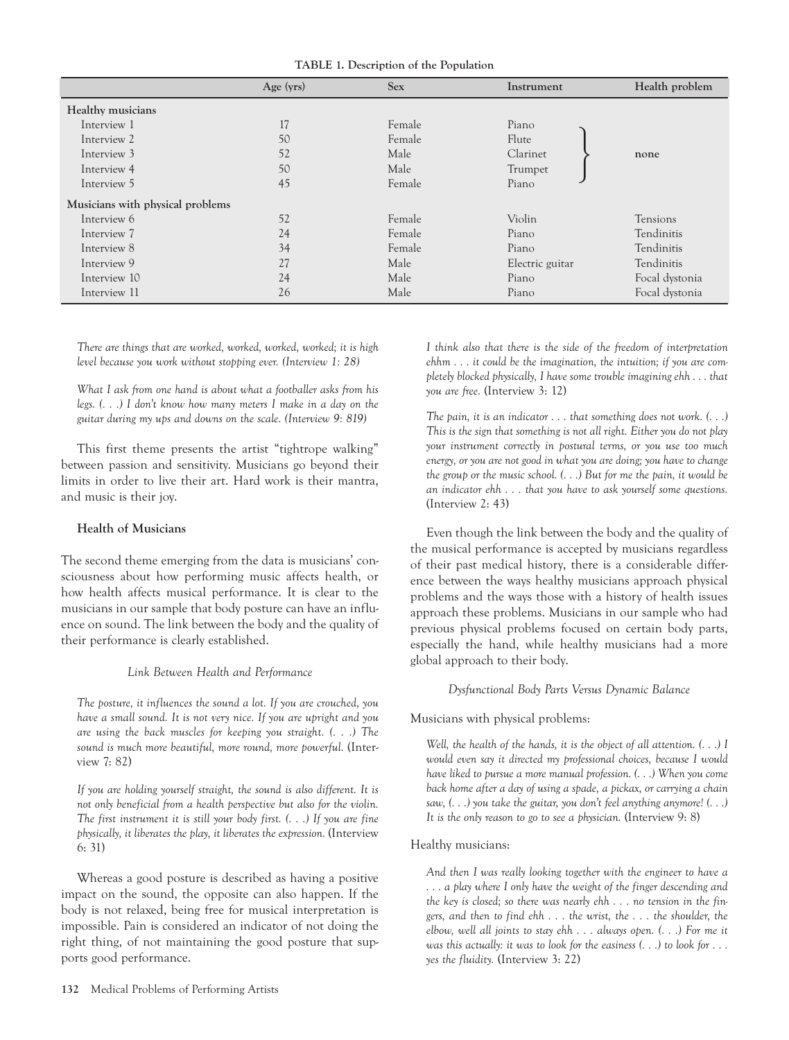**TABLE 1. Description of the Population**

| | Age (yrs) | Sex | Instrument | Health problem |
|---|---|---|---|---|
| **Healthy musicians** | | | | |
| Interview 1 | 17 | Female | Piano | none |
| Interview 2 | 50 | Female | Flute | none |
| Interview 3 | 52 | Male | Clarinet | none |
| Interview 4 | 50 | Male | Trumpet | none |
| Interview 5 | 45 | Female | Piano | none |
| **Musicians with physical problems** | | | | |
| Interview 6 | 52 | Female | Violin | Tensions |
| Interview 7 | 24 | Female | Piano | Tendinitis |
| Interview 8 | 34 | Female | Piano | Tendinitis |
| Interview 9 | 27 | Male | Electric guitar | Tendinitis |
| Interview 10 | 24 | Male | Piano | Focal dystonia |
| Interview 11 | 26 | Male | Piano | Focal dystonia |

> *There are things that are worked, worked, worked, worked; it is high level because you work without stopping ever. (Interview 1: 28)*

> *What I ask from one hand is about what a footballer asks from his legs. (. . .) I don't know how many meters I make in a day on the guitar during my ups and downs on the scale. (Interview 9: 819)*

This first theme presents the artist "tightrope walking" between passion and sensitivity. Musicians go beyond their limits in order to live their art. Hard work is their mantra, and music is their joy.

### Health of Musicians

The second theme emerging from the data is musicians' consciousness about how performing music affects health, or how health affects musical performance. It is clear to the musicians in our sample that body posture can have an influence on sound. The link between the body and the quality of their performance is clearly established.

#### *Link Between Health and Performance*

> *The posture, it influences the sound a lot. If you are crouched, you have a small sound. It is not very nice. If you are upright and you are using the back muscles for keeping you straight. (. . .) The sound is much more beautiful, more round, more powerful.* (Interview 7: 82)

> *If you are holding yourself straight, the sound is also different. It is not only beneficial from a health perspective but also for the violin. The first instrument it is still your body first. (. . .) If you are fine physically, it liberates the play, it liberates the expression.* (Interview 6: 31)

Whereas a good posture is described as having a positive impact on the sound, the opposite can also happen. If the body is not relaxed, being free for musical interpretation is impossible. Pain is considered an indicator of not doing the right thing, of not maintaining the good posture that supports good performance.

> *I think also that there is the side of the freedom of interpretation ehhm . . . it could be the imagination, the intuition; if you are completely blocked physically, I have some trouble imagining ehh . . . that you are free.* (Interview 3: 12)

> *The pain, it is an indicator . . . that something does not work. (. . .) This is the sign that something is not all right. Either you do not play your instrument correctly in postural terms, or you use too much energy, or you are not good in what you are doing; you have to change the group or the music school. (. . .) But for me the pain, it would be an indicator ehh . . . that you have to ask yourself some questions.* (Interview 2: 43)

Even though the link between the body and the quality of the musical performance is accepted by musicians regardless of their past medical history, there is a considerable difference between the ways healthy musicians approach physical problems and the ways those with a history of health issues approach these problems. Musicians in our sample who had previous physical problems focused on certain body parts, especially the hand, while healthy musicians had a more global approach to their body.

#### *Dysfunctional Body Parts Versus Dynamic Balance*

Musicians with physical problems:

> *Well, the health of the hands, it is the object of all attention. (. . .) I would even say it directed my professional choices, because I would have liked to pursue a more manual profession. (. . .) When you come back home after a day of using a spade, a pickax, or carrying a chain saw, (. . .) you take the guitar, you don't feel anything anymore! (. . .) It is the only reason to go to see a physician.* (Interview 9: 8)

Healthy musicians:

> *And then I was really looking together with the engineer to have a . . . a play where I only have the weight of the finger descending and the key is closed; so there was nearly ehh . . . no tension in the fingers, and then to find ehh . . . the wrist, the . . . the shoulder, the elbow, well all joints to stay ehh . . . always open. (. . .) For me it was this actually: it was to look for the easiness (. . .) to look for . . . yes the fluidity.* (Interview 3: 22)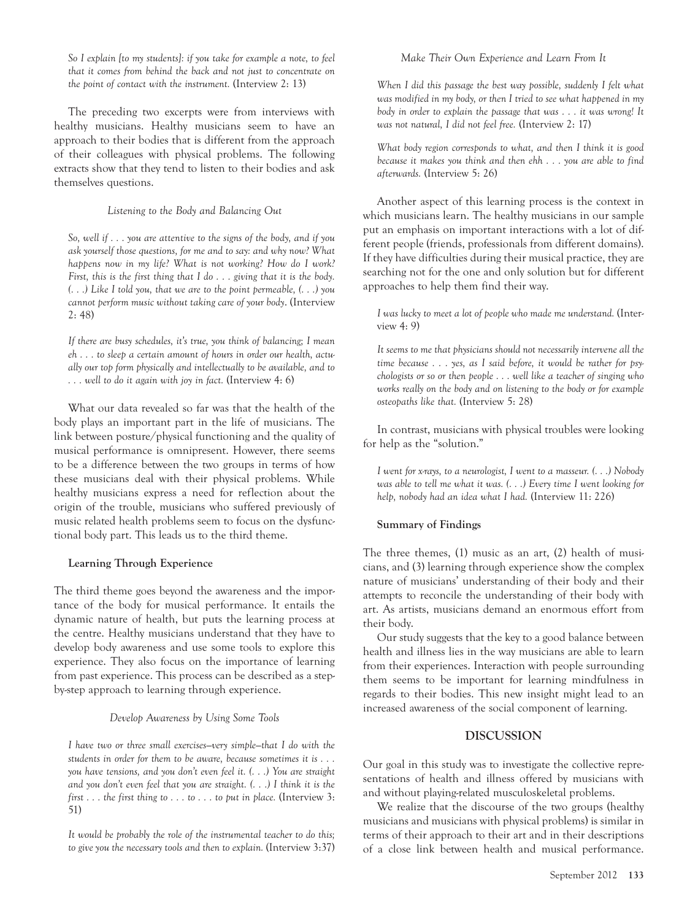*So I explain [to my students]: if you take for example a note, to feel that it comes from behind the back and not just to concentrate on the point of contact with the instrument.* (Interview 2: 13)

The preceding two excerpts were from interviews with healthy musicians. Healthy musicians seem to have an approach to their bodies that is different from the approach of their colleagues with physical problems. The following extracts show that they tend to listen to their bodies and ask themselves questions.

*Listening to the Body and Balancing Out*

*So, well if . . . you are attentive to the signs of the body, and if you ask yourself those questions, for me and to say: and why now? What happens now in my life? What is not working? How do I work? First, this is the first thing that I do . . . giving that it is the body. (. . .) Like I told you, that we are to the point permeable, (. . .) you cannot perform music without taking care of your body.* (Interview 2: 48)

*If there are busy schedules, it's true, you think of balancing; I mean eh . . . to sleep a certain amount of hours in order our health, actually our top form physically and intellectually to be available, and to . . . well to do it again with joy in fact.* (Interview 4: 6)

What our data revealed so far was that the health of the body plays an important part in the life of musicians. The link between posture/physical functioning and the quality of musical performance is omnipresent. However, there seems to be a difference between the two groups in terms of how these musicians deal with their physical problems. While healthy musicians express a need for reflection about the origin of the trouble, musicians who suffered previously of music related health problems seem to focus on the dysfunctional body part. This leads us to the third theme.

**Learning Through Experience**

The third theme goes beyond the awareness and the importance of the body for musical performance. It entails the dynamic nature of health, but puts the learning process at the centre. Healthy musicians understand that they have to develop body awareness and use some tools to explore this experience. They also focus on the importance of learning from past experience. This process can be described as a step-by-step approach to learning through experience.

*Develop Awareness by Using Some Tools*

*I have two or three small exercises—very simple—that I do with the students in order for them to be aware, because sometimes it is . . . you have tensions, and you don't even feel it. (. . .) You are straight and you don't even feel that you are straight. (. . .) I think it is the first . . . the first thing to . . . to . . . to put in place.* (Interview 3: 51)

*It would be probably the role of the instrumental teacher to do this; to give you the necessary tools and then to explain.* (Interview 3:37)

*Make Their Own Experience and Learn From It*

*When I did this passage the best way possible, suddenly I felt what was modified in my body, or then I tried to see what happened in my body in order to explain the passage that was . . . it was wrong! It was not natural, I did not feel free.* (Interview 2: 17)

*What body region corresponds to what, and then I think it is good because it makes you think and then ehh . . . you are able to find afterwards.* (Interview 5: 26)

Another aspect of this learning process is the context in which musicians learn. The healthy musicians in our sample put an emphasis on important interactions with a lot of different people (friends, professionals from different domains). If they have difficulties during their musical practice, they are searching not for the one and only solution but for different approaches to help them find their way.

*I was lucky to meet a lot of people who made me understand.* (Interview 4: 9)

*It seems to me that physicians should not necessarily intervene all the time because . . . yes, as I said before, it would be rather for psychologists or so or then people . . . well like a teacher of singing who works really on the body and on listening to the body or for example osteopaths like that.* (Interview 5: 28)

In contrast, musicians with physical troubles were looking for help as the "solution."

*I went for x-rays, to a neurologist, I went to a masseur. (. . .) Nobody was able to tell me what it was. (. . .) Every time I went looking for help, nobody had an idea what I had.* (Interview 11: 226)

**Summary of Findings**

The three themes, (1) music as an art, (2) health of musicians, and (3) learning through experience show the complex nature of musicians' understanding of their body and their attempts to reconcile the understanding of their body with art. As artists, musicians demand an enormous effort from their body.

Our study suggests that the key to a good balance between health and illness lies in the way musicians are able to learn from their experiences. Interaction with people surrounding them seems to be important for learning mindfulness in regards to their bodies. This new insight might lead to an increased awareness of the social component of learning.

## DISCUSSION

Our goal in this study was to investigate the collective representations of health and illness offered by musicians with and without playing-related musculoskeletal problems.

We realize that the discourse of the two groups (healthy musicians and musicians with physical problems) is similar in terms of their approach to their art and in their descriptions of a close link between health and musical performance.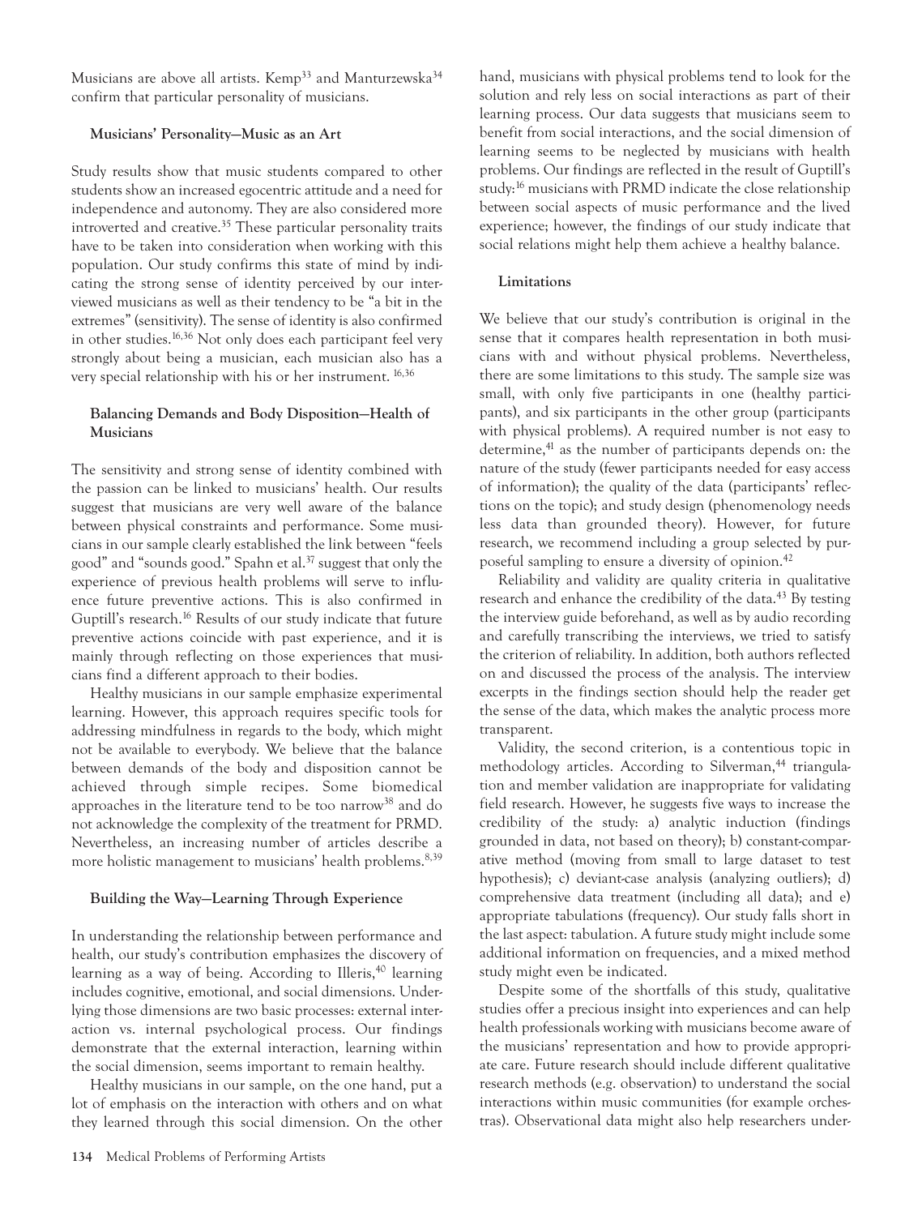Musicians are above all artists. Kemp[33] and Manturzewska[34] confirm that particular personality of musicians.

### Musicians' Personality—Music as an Art

Study results show that music students compared to other students show an increased egocentric attitude and a need for independence and autonomy. They are also considered more introverted and creative.[35] These particular personality traits have to be taken into consideration when working with this population. Our study confirms this state of mind by indicating the strong sense of identity perceived by our interviewed musicians as well as their tendency to be "a bit in the extremes" (sensitivity). The sense of identity is also confirmed in other studies.[16,36] Not only does each participant feel very strongly about being a musician, each musician also has a very special relationship with his or her instrument. [16,36]

### Balancing Demands and Body Disposition—Health of Musicians

The sensitivity and strong sense of identity combined with the passion can be linked to musicians' health. Our results suggest that musicians are very well aware of the balance between physical constraints and performance. Some musicians in our sample clearly established the link between "feels good" and "sounds good." Spahn et al.[37] suggest that only the experience of previous health problems will serve to influence future preventive actions. This is also confirmed in Guptill's research.[16] Results of our study indicate that future preventive actions coincide with past experience, and it is mainly through reflecting on those experiences that musicians find a different approach to their bodies.

Healthy musicians in our sample emphasize experimental learning. However, this approach requires specific tools for addressing mindfulness in regards to the body, which might not be available to everybody. We believe that the balance between demands of the body and disposition cannot be achieved through simple recipes. Some biomedical approaches in the literature tend to be too narrow[38] and do not acknowledge the complexity of the treatment for PRMD. Nevertheless, an increasing number of articles describe a more holistic management to musicians' health problems.[8,39]

### Building the Way—Learning Through Experience

In understanding the relationship between performance and health, our study's contribution emphasizes the discovery of learning as a way of being. According to Illeris,[40] learning includes cognitive, emotional, and social dimensions. Underlying those dimensions are two basic processes: external interaction vs. internal psychological process. Our findings demonstrate that the external interaction, learning within the social dimension, seems important to remain healthy.

Healthy musicians in our sample, on the one hand, put a lot of emphasis on the interaction with others and on what they learned through this social dimension. On the other hand, musicians with physical problems tend to look for the solution and rely less on social interactions as part of their learning process. Our data suggests that musicians seem to benefit from social interactions, and the social dimension of learning seems to be neglected by musicians with health problems. Our findings are reflected in the result of Guptill's study:[16] musicians with PRMD indicate the close relationship between social aspects of music performance and the lived experience; however, the findings of our study indicate that social relations might help them achieve a healthy balance.

### Limitations

We believe that our study's contribution is original in the sense that it compares health representation in both musicians with and without physical problems. Nevertheless, there are some limitations to this study. The sample size was small, with only five participants in one (healthy participants), and six participants in the other group (participants with physical problems). A required number is not easy to determine,[41] as the number of participants depends on: the nature of the study (fewer participants needed for easy access of information); the quality of the data (participants' reflections on the topic); and study design (phenomenology needs less data than grounded theory). However, for future research, we recommend including a group selected by purposeful sampling to ensure a diversity of opinion.[42]

Reliability and validity are quality criteria in qualitative research and enhance the credibility of the data.[43] By testing the interview guide beforehand, as well as by audio recording and carefully transcribing the interviews, we tried to satisfy the criterion of reliability. In addition, both authors reflected on and discussed the process of the analysis. The interview excerpts in the findings section should help the reader get the sense of the data, which makes the analytic process more transparent.

Validity, the second criterion, is a contentious topic in methodology articles. According to Silverman,[44] triangulation and member validation are inappropriate for validating field research. However, he suggests five ways to increase the credibility of the study: a) analytic induction (findings grounded in data, not based on theory); b) constant-comparative method (moving from small to large dataset to test hypothesis); c) deviant-case analysis (analyzing outliers); d) comprehensive data treatment (including all data); and e) appropriate tabulations (frequency). Our study falls short in the last aspect: tabulation. A future study might include some additional information on frequencies, and a mixed method study might even be indicated.

Despite some of the shortfalls of this study, qualitative studies offer a precious insight into experiences and can help health professionals working with musicians become aware of the musicians' representation and how to provide appropriate care. Future research should include different qualitative research methods (e.g. observation) to understand the social interactions within music communities (for example orchestras). Observational data might also help researchers under-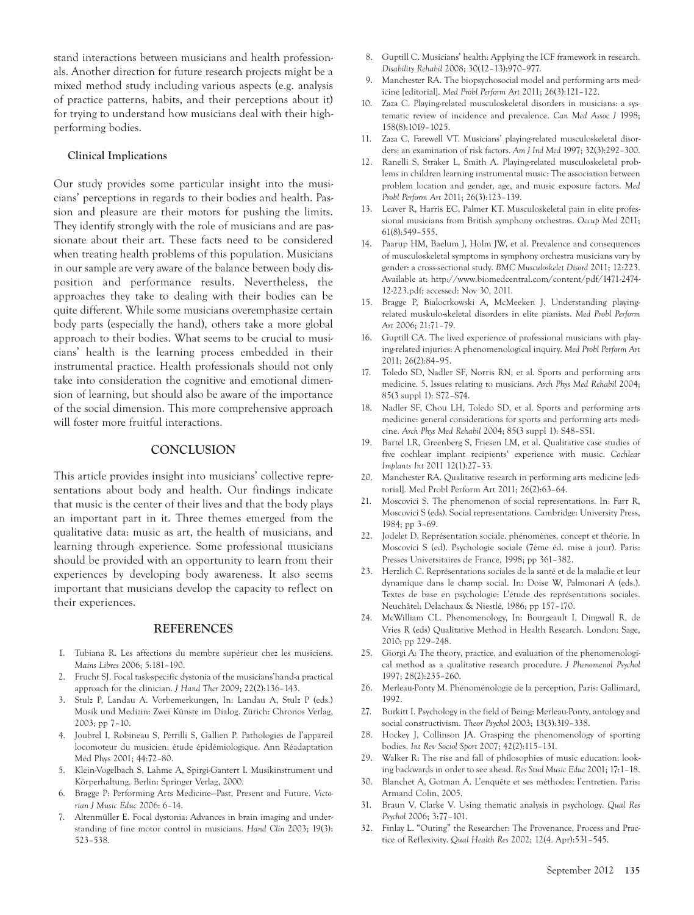stand interactions between musicians and health professionals. Another direction for future research projects might be a mixed method study including various aspects (e.g. analysis of practice patterns, habits, and their perceptions about it) for trying to understand how musicians deal with their high-performing bodies.

### Clinical Implications

Our study provides some particular insight into the musicians' perceptions in regards to their bodies and health. Passion and pleasure are their motors for pushing the limits. They identify strongly with the role of musicians and are passionate about their art. These facts need to be considered when treating health problems of this population. Musicians in our sample are very aware of the balance between body disposition and performance results. Nevertheless, the approaches they take to dealing with their bodies can be quite different. While some musicians overemphasize certain body parts (especially the hand), others take a more global approach to their bodies. What seems to be crucial to musicians' health is the learning process embedded in their instrumental practice. Health professionals should not only take into consideration the cognitive and emotional dimension of learning, but should also be aware of the importance of the social dimension. This more comprehensive approach will foster more fruitful interactions.

## CONCLUSION

This article provides insight into musicians' collective representations about body and health. Our findings indicate that music is the center of their lives and that the body plays an important part in it. Three themes emerged from the qualitative data: music as art, the health of musicians, and learning through experience. Some professional musicians should be provided with an opportunity to learn from their experiences by developing body awareness. It also seems important that musicians develop the capacity to reflect on their experiences.

## REFERENCES

1. Tubiana R. Les affections du membre supérieur chez les musiciens. *Mains Libres* 2006; 5:181–190.
2. Frucht SJ. Focal task-specific dystonia of the musicians'hand-a practical approach for the clinician. *J Hand Ther* 2009; 22(2):136–143.
3. Stulz P, Landau A. Vorbemerkungen, In: Landau A, Stulz P (eds.) Musik und Medizin: Zwei Künste im Dialog. Zürich: Chronos Verlag, 2003; pp 7–10.
4. Joubrel I, Robineau S, Pétrilli S, Gallien P. Pathologies de l'appareil locomoteur du musicien: étude épidémiologique. Ann Réadaptation Méd Phys 2001; 44:72–80.
5. Klein-Vogelbach S, Lahme A, Spirgi-Gantert I. Musikinstrument und Körperhaltung. Berlin: Springer Verlag, 2000.
6. Bragge P: Performing Arts Medicine—Past, Present and Future. *Victorian J Music Educ* 2006: 6–14.
7. Altenmüller E. Focal dystonia: Advances in brain imaging and understanding of fine motor control in musicians. *Hand Clin* 2003; 19(3): 523–538.
8. Guptill C. Musicians' health: Applying the ICF framework in research. *Disability Rehabil* 2008; 30(12–13):970–977.
9. Manchester RA. The biopsychosocial model and performing arts medicine [editorial]. *Med Probl Perform Art* 2011; 26(3):121–122.
10. Zaza C. Playing-related musculoskeletal disorders in musicians: a systematic review of incidence and prevalence. *Can Med Assoc J* 1998; 158(8):1019–1025.
11. Zaza C, Farewell VT. Musicians' playing-related musculoskeletal disorders: an examination of risk factors. *Am J Ind Med* 1997; 32(3):292–300.
12. Ranelli S, Straker L, Smith A. Playing-related musculoskeletal problems in children learning instrumental music: The association between problem location and gender, age, and music exposure factors. *Med Probl Perform Art* 2011; 26(3):123–139.
13. Leaver R, Harris EC, Palmer KT. Musculoskeletal pain in elite professional musicians from British symphony orchestras. *Occup Med* 2011; 61(8):549–555.
14. Paarup HM, Baelum J, Holm JW, et al. Prevalence and consequences of musculoskeletal symptoms in symphony orchestra musicians vary by gender: a cross-sectional study. *BMC Musculoskelet Disord* 2011; 12:223. Available at: http://www.biomedcentral.com/content/pdf/1471-2474-12-223.pdf; accessed: Nov 30, 2011.
15. Bragge P, Bialocrkowski A, McMeeken J. Understanding playing-related muskulo-skeletal disorders in elite pianists. *Med Probl Perform Art* 2006; 21:71–79.
16. Guptill CA. The lived experience of professional musicians with playing-related injuries: A phenomenological inquiry. *Med Probl Perform Art* 2011; 26(2):84–95.
17. Toledo SD, Nadler SF, Norris RN, et al. Sports and performing arts medicine. 5. Issues relating to musicians. *Arch Phys Med Rehabil* 2004; 85(3 suppl 1): S72–S74.
18. Nadler SF, Chou LH, Toledo SD, et al. Sports and performing arts medicine: general considerations for sports and performing arts medicine. *Arch Phys Med Rehabil* 2004; 85(3 suppl 1): S48–S51.
19. Bartel LR, Greenberg S, Friesen LM, et al. Qualitative case studies of five cochlear implant recipients' experience with music. *Cochlear Implants Int* 2011 12(1):27–33.
20. Manchester RA. Qualitative research in performing arts medicine [editorial]. Med Probl Perform Art 2011; 26(2):63–64.
21. Moscovici S. The phenomenon of social representations. In: Farr R, Moscovici S (eds). Social representations. Cambridge: University Press, 1984; pp 3–69.
22. Jodelet D. Représentation sociale. phénomènes, concept et théorie. In Moscovici S (ed). Psychologie sociale (7ème éd. mise à jour). Paris: Presses Universitaires de France, 1998; pp 361–382.
23. Herzlich C. Représentations sociales de la santé et de la maladie et leur dynamique dans le champ social. In: Doise W, Palmonari A (eds.). Textes de base en psychologie: L'étude des représentations sociales. Neuchâtel: Delachaux & Niestlé, 1986; pp 157–170.
24. McWilliam CL. Phenomenology, In: Bourgeault I, Dingwall R, de Vries R (eds) Qualitative Method in Health Research. London: Sage, 2010; pp 229–248.
25. Giorgi A: The theory, practice, and evaluation of the phenomenological method as a qualitative research procedure. *J Phenomenol Psychol* 1997; 28(2):235–260.
26. Merleau-Ponty M. Phénoménologie de la perception, Paris: Gallimard, 1992.
27. Burkitt I. Psychology in the field of Being: Merleau-Ponty, antology and social constructivism. *Theor Psychol* 2003; 13(3):319–338.
28. Hockey J, Collinson JA. Grasping the phenomenology of sporting bodies. *Int Rev Sociol Sport* 2007; 42(2):115–131.
29. Walker R: The rise and fall of philosophies of music education: looking backwards in order to see ahead. *Res Stud Music Educ* 2001; 17:1–18.
30. Blanchet A, Gotman A. L'enquête et ses méthodes: l'entretien. Paris: Armand Colin, 2005.
31. Braun V, Clarke V. Using thematic analysis in psychology. *Qual Res Psychol* 2006; 3:77–101.
32. Finlay L. "Outing" the Researcher: The Provenance, Process and Practice of Reflexivity. *Qual Health Res* 2002; 12(4. Apr):531–545.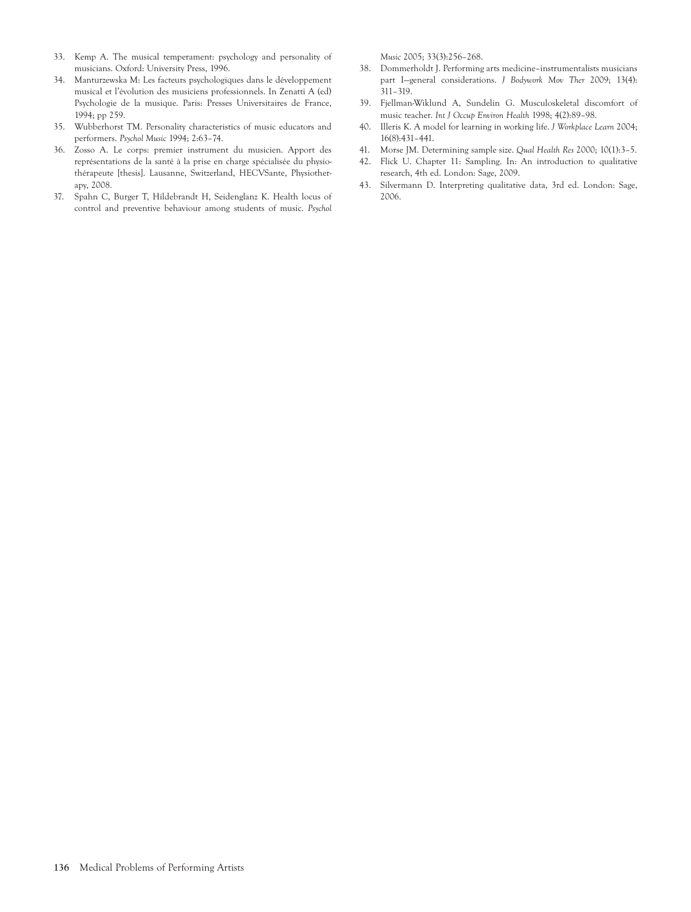33. Kemp A. The musical temperament: psychology and personality of musicians. Oxford: University Press, 1996.
34. Manturzewska M: Les facteurs psychologiques dans le développement musical et l'évolution des musiciens professionnels. In Zenatti A (ed) Psychologie de la musique. Paris: Presses Universitaires de France, 1994; pp 259.
35. Wubberhorst TM. Personality characteristics of music educators and performers. *Psychol Music* 1994; 2:63–74.
36. Zosso A. Le corps: premier instrument du musicien. Apport des représentations de la santé à la prise en charge spécialisée du physiothérapeute [thesis]. Lausanne, Switzerland, HECVSante, Physiotherapy, 2008.
37. Spahn C, Burger T, Hildebrandt H, Seidenglanz K. Health locus of control and preventive behaviour among students of music. *Psychol Music* 2005; 33(3):256–268.
38. Dommerholdt J. Performing arts medicine–instrumentalists musicians part I—general considerations. *J Bodywork Mov Ther* 2009; 13(4): 311–319.
39. Fjellman-Wiklund A, Sundelin G. Musculoskeletal discomfort of music teacher. *Int J Occup Environ Health* 1998; 4(2):89–98.
40. Illeris K. A model for learning in working life. *J Workplace Learn* 2004; 16(8):431–441.
41. Morse JM. Determining sample size. *Qual Health Res* 2000; 10(1):3–5.
42. Flick U. Chapter 11: Sampling. In: An introduction to qualitative research, 4th ed. London: Sage, 2009.
43. Silvermann D. Interpreting qualitative data, 3rd ed. London: Sage, 2006.